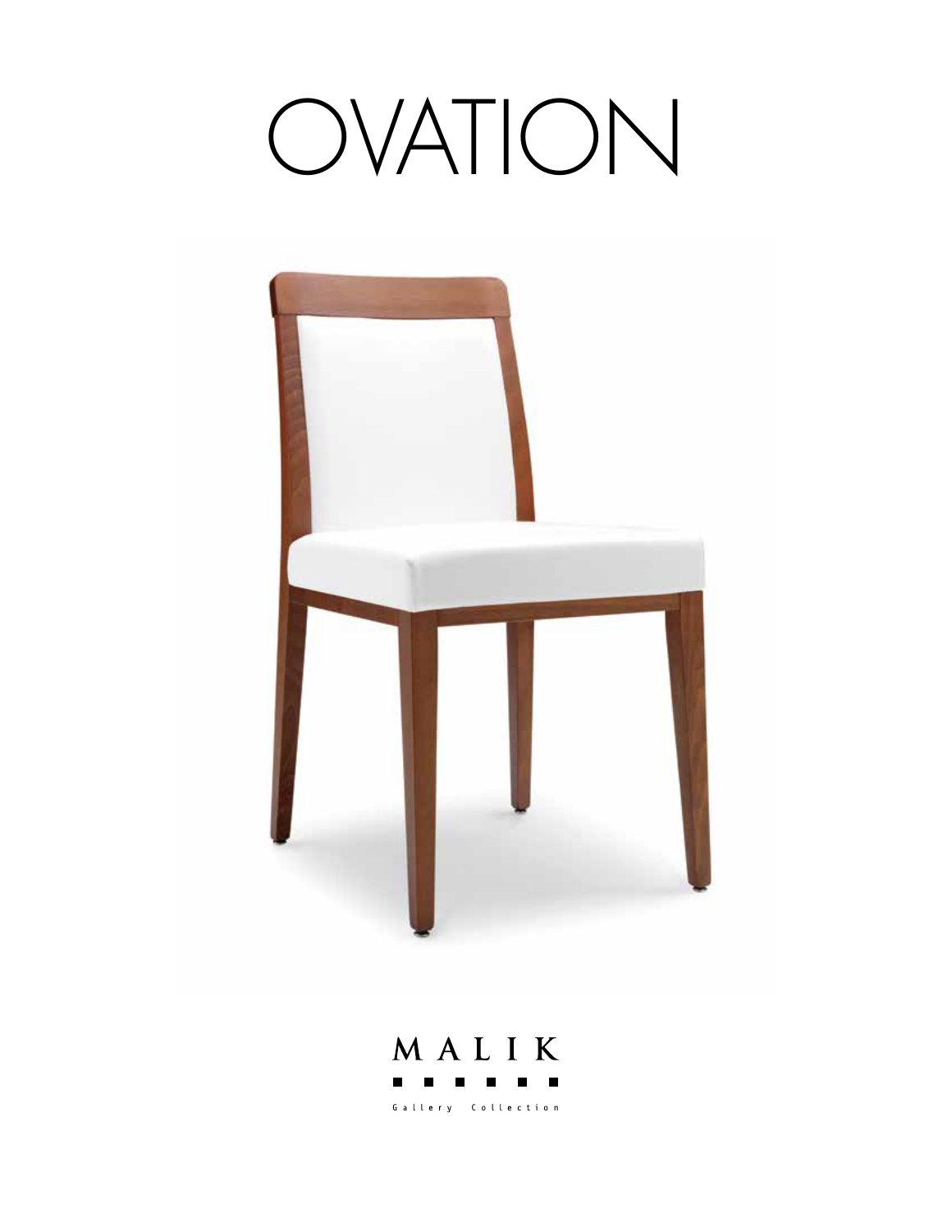# OVATION

MALIK

Gallery Collection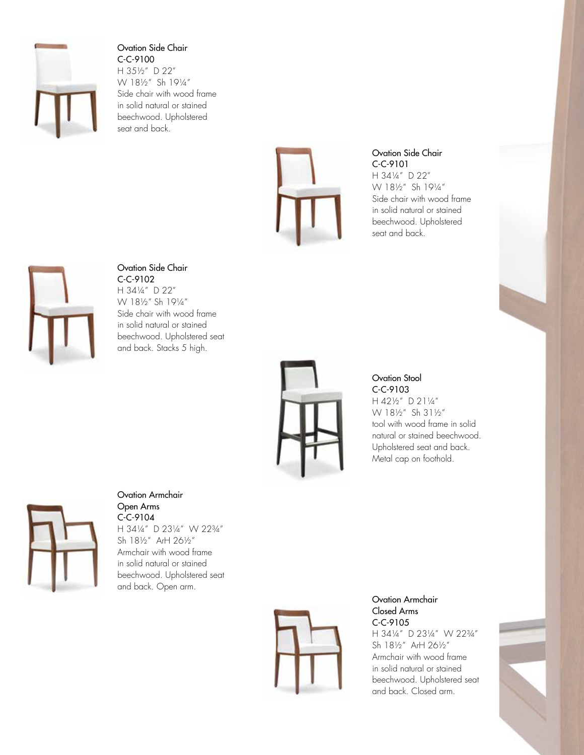### Ovation Side Chair
C-C-9100

H 35½″ D 22″
W 18½″ Sh 19¼″

Side chair with wood frame in solid natural or stained beechwood. Upholstered seat and back.

### Ovation Side Chair
C-C-9101

H 34¼″ D 22″
W 18½″ Sh 19¼″

Side chair with wood frame in solid natural or stained beechwood. Upholstered seat and back.

### Ovation Side Chair
C-C-9102

H 34¼″ D 22″
W 18½″ Sh 19¼″

Side chair with wood frame in solid natural or stained beechwood. Upholstered seat and back. Stacks 5 high.

### Ovation Stool
C-C-9103

H 42½″ D 21¼″
W 18½″ Sh 31½″

tool with wood frame in solid natural or stained beechwood. Upholstered seat and back. Metal cap on foothold.

### Ovation Armchair Open Arms
C-C-9104

H 34¼″ D 23¼″ W 22¾″
Sh 18½″ ArH 26½″

Armchair with wood frame in solid natural or stained beechwood. Upholstered seat and back. Open arm.

### Ovation Armchair Closed Arms
C-C-9105

H 34¼″ D 23¼″ W 22¾″
Sh 18½″ ArH 26½″

Armchair with wood frame in solid natural or stained beechwood. Upholstered seat and back. Closed arm.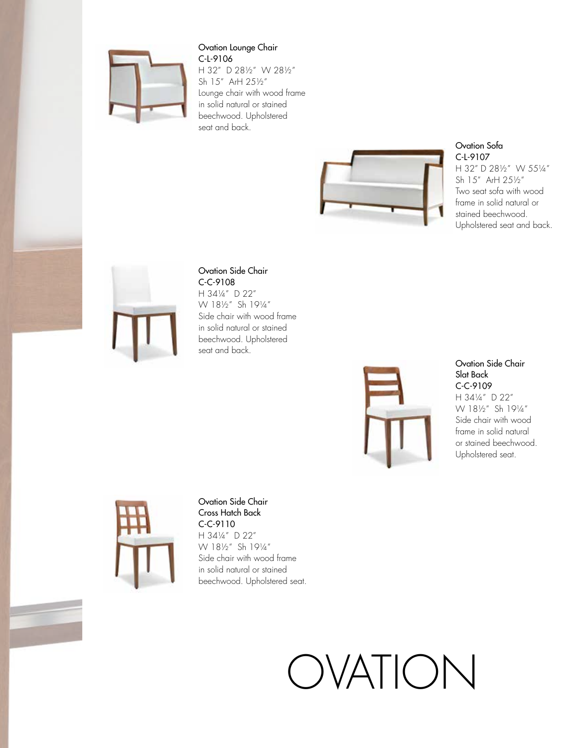Ovation Lounge Chair
C-L-9106
H 32″ D 28½″ W 28½″
Sh 15″ ArH 25½″
Lounge chair with wood frame in solid natural or stained beechwood. Upholstered seat and back.

Ovation Sofa
C-L-9107
H 32″ D 28½″ W 55¼″
Sh 15″ ArH 25½″
Two seat sofa with wood frame in solid natural or stained beechwood. Upholstered seat and back.

Ovation Side Chair
C-C-9108
H 34¼″ D 22″
W 18½″ Sh 19¼″
Side chair with wood frame in solid natural or stained beechwood. Upholstered seat and back.

Ovation Side Chair
Slat Back
C-C-9109
H 34¼″ D 22″
W 18½″ Sh 19¼″
Side chair with wood frame in solid natural or stained beechwood. Upholstered seat.

Ovation Side Chair
Cross Hatch Back
C-C-9110
H 34¼″ D 22″
W 18½″ Sh 19¼″
Side chair with wood frame in solid natural or stained beechwood. Upholstered seat.

# OVATION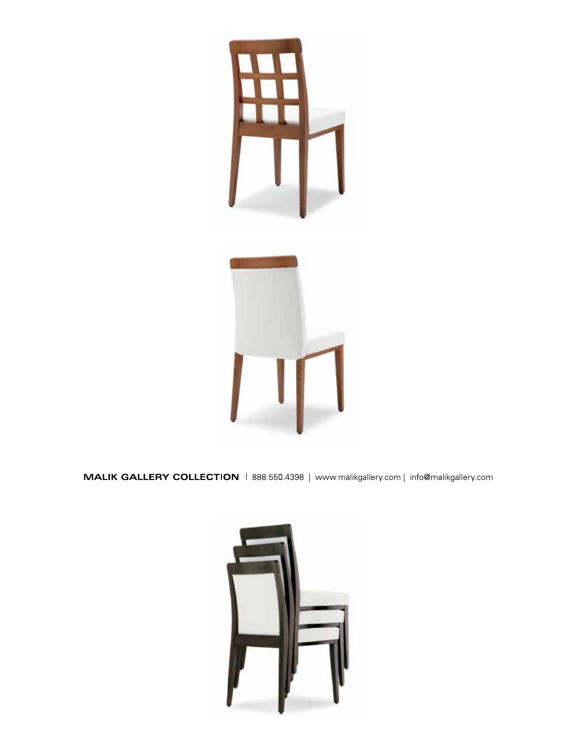**MALIK GALLERY COLLECTION** | 888.550.4398 | www.malikgallery.com | info@malikgallery.com